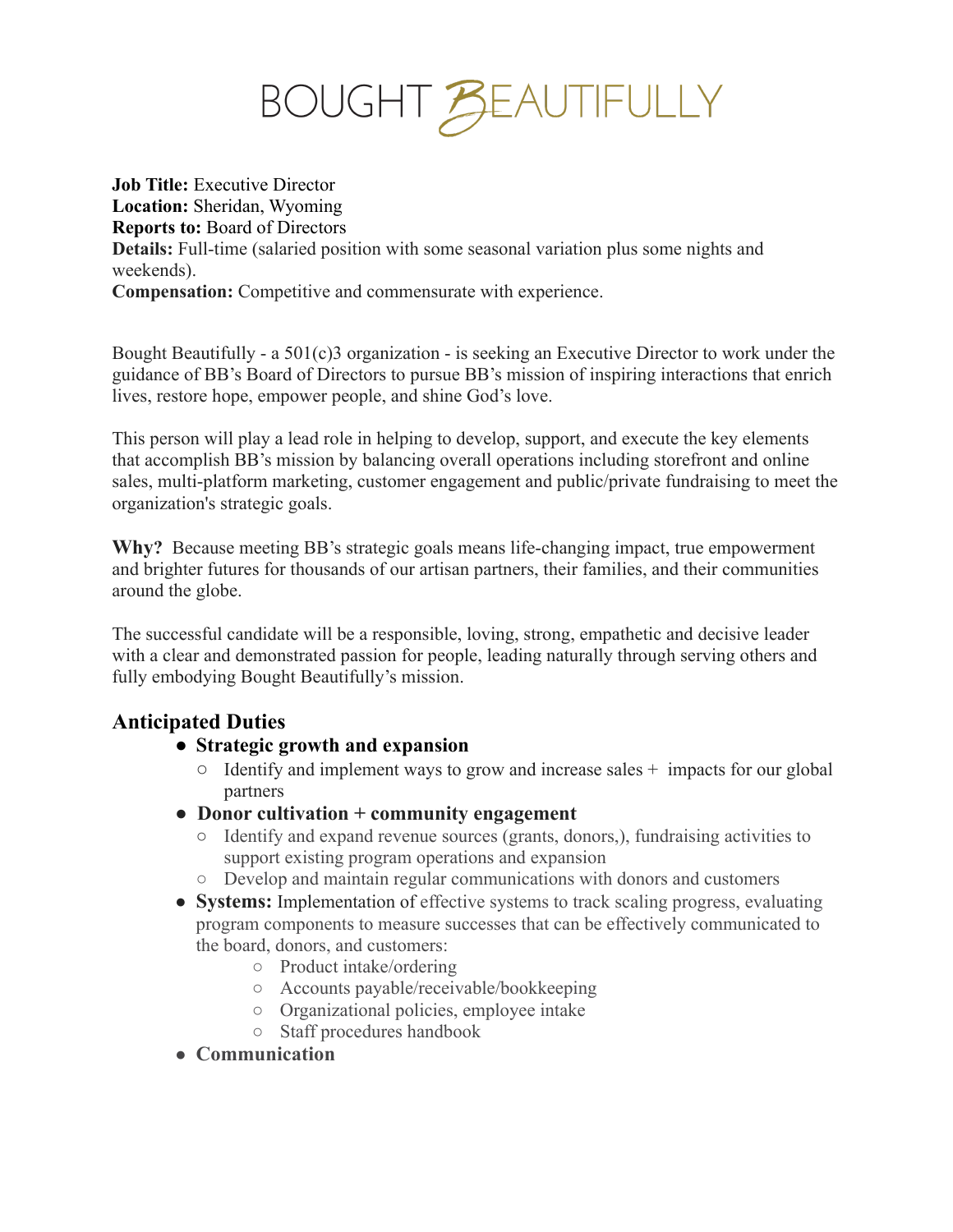# BOUGHT BEAUTIFULLY

**Job Title:** Executive Director
**Location:** Sheridan, Wyoming
**Reports to:** Board of Directors
**Details:** Full-time (salaried position with some seasonal variation plus some nights and weekends).
**Compensation:** Competitive and commensurate with experience.

Bought Beautifully - a 501(c)3 organization - is seeking an Executive Director to work under the guidance of BB's Board of Directors to pursue BB's mission of inspiring interactions that enrich lives, restore hope, empower people, and shine God's love.

This person will play a lead role in helping to develop, support, and execute the key elements that accomplish BB's mission by balancing overall operations including storefront and online sales, multi-platform marketing, customer engagement and public/private fundraising to meet the organization's strategic goals.

**Why?** Because meeting BB's strategic goals means life-changing impact, true empowerment and brighter futures for thousands of our artisan partners, their families, and their communities around the globe.

The successful candidate will be a responsible, loving, strong, empathetic and decisive leader with a clear and demonstrated passion for people, leading naturally through serving others and fully embodying Bought Beautifully's mission.

## Anticipated Duties

- **Strategic growth and expansion**
  - Identify and implement ways to grow and increase sales + impacts for our global partners
- **Donor cultivation + community engagement**
  - Identify and expand revenue sources (grants, donors,), fundraising activities to support existing program operations and expansion
  - Develop and maintain regular communications with donors and customers
- **Systems:** Implementation of effective systems to track scaling progress, evaluating program components to measure successes that can be effectively communicated to the board, donors, and customers:
  - Product intake/ordering
  - Accounts payable/receivable/bookkeeping
  - Organizational policies, employee intake
  - Staff procedures handbook
- **Communication**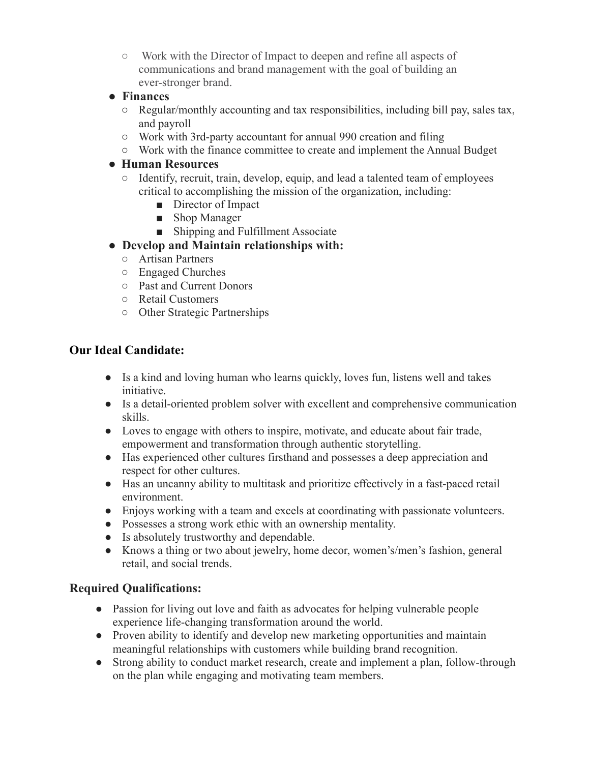- Work with the Director of Impact to deepen and refine all aspects of communications and brand management with the goal of building an ever-stronger brand.
- **Finances**
  - Regular/monthly accounting and tax responsibilities, including bill pay, sales tax, and payroll
  - Work with 3rd-party accountant for annual 990 creation and filing
  - Work with the finance committee to create and implement the Annual Budget
- **Human Resources**
  - Identify, recruit, train, develop, equip, and lead a talented team of employees critical to accomplishing the mission of the organization, including:
    - Director of Impact
    - Shop Manager
    - Shipping and Fulfillment Associate
- **Develop and Maintain relationships with:**
  - Artisan Partners
  - Engaged Churches
  - Past and Current Donors
  - Retail Customers
  - Other Strategic Partnerships

## Our Ideal Candidate:

- Is a kind and loving human who learns quickly, loves fun, listens well and takes initiative.
- Is a detail-oriented problem solver with excellent and comprehensive communication skills.
- Loves to engage with others to inspire, motivate, and educate about fair trade, empowerment and transformation through authentic storytelling.
- Has experienced other cultures firsthand and possesses a deep appreciation and respect for other cultures.
- Has an uncanny ability to multitask and prioritize effectively in a fast-paced retail environment.
- Enjoys working with a team and excels at coordinating with passionate volunteers.
- Possesses a strong work ethic with an ownership mentality.
- Is absolutely trustworthy and dependable.
- Knows a thing or two about jewelry, home decor, women's/men's fashion, general retail, and social trends.

## Required Qualifications:

- Passion for living out love and faith as advocates for helping vulnerable people experience life-changing transformation around the world.
- Proven ability to identify and develop new marketing opportunities and maintain meaningful relationships with customers while building brand recognition.
- Strong ability to conduct market research, create and implement a plan, follow-through on the plan while engaging and motivating team members.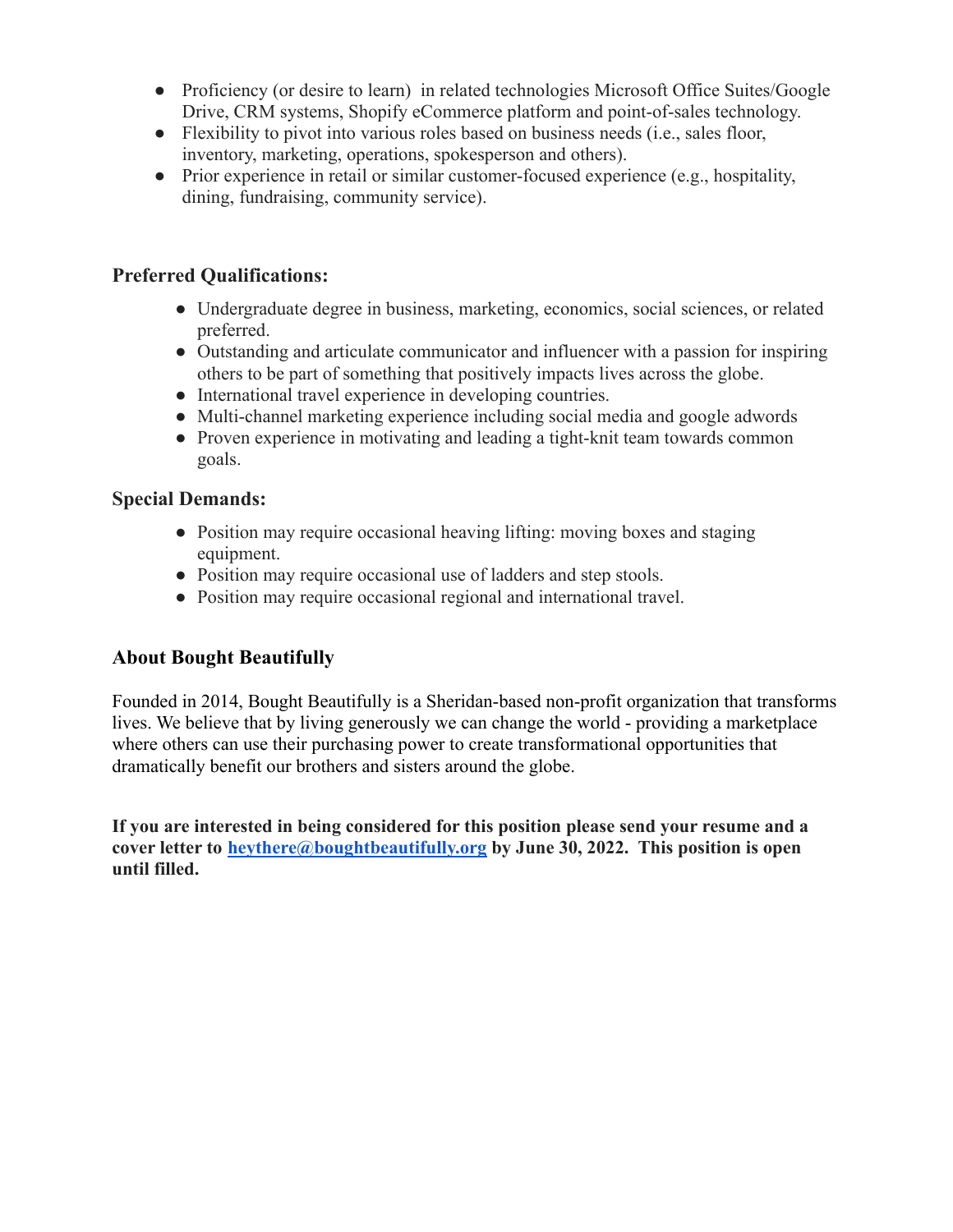- Proficiency (or desire to learn) in related technologies Microsoft Office Suites/Google Drive, CRM systems, Shopify eCommerce platform and point-of-sales technology.
- Flexibility to pivot into various roles based on business needs (i.e., sales floor, inventory, marketing, operations, spokesperson and others).
- Prior experience in retail or similar customer-focused experience (e.g., hospitality, dining, fundraising, community service).

### Preferred Qualifications:

- Undergraduate degree in business, marketing, economics, social sciences, or related preferred.
- Outstanding and articulate communicator and influencer with a passion for inspiring others to be part of something that positively impacts lives across the globe.
- International travel experience in developing countries.
- Multi-channel marketing experience including social media and google adwords
- Proven experience in motivating and leading a tight-knit team towards common goals.

### Special Demands:

- Position may require occasional heaving lifting: moving boxes and staging equipment.
- Position may require occasional use of ladders and step stools.
- Position may require occasional regional and international travel.

### About Bought Beautifully

Founded in 2014, Bought Beautifully is a Sheridan-based non-profit organization that transforms lives. We believe that by living generously we can change the world - providing a marketplace where others can use their purchasing power to create transformational opportunities that dramatically benefit our brothers and sisters around the globe.

**If you are interested in being considered for this position please send your resume and a cover letter to [heythere@boughtbeautifully.org](mailto:heythere@boughtbeautifully.org) by June 30, 2022. This position is open until filled.**